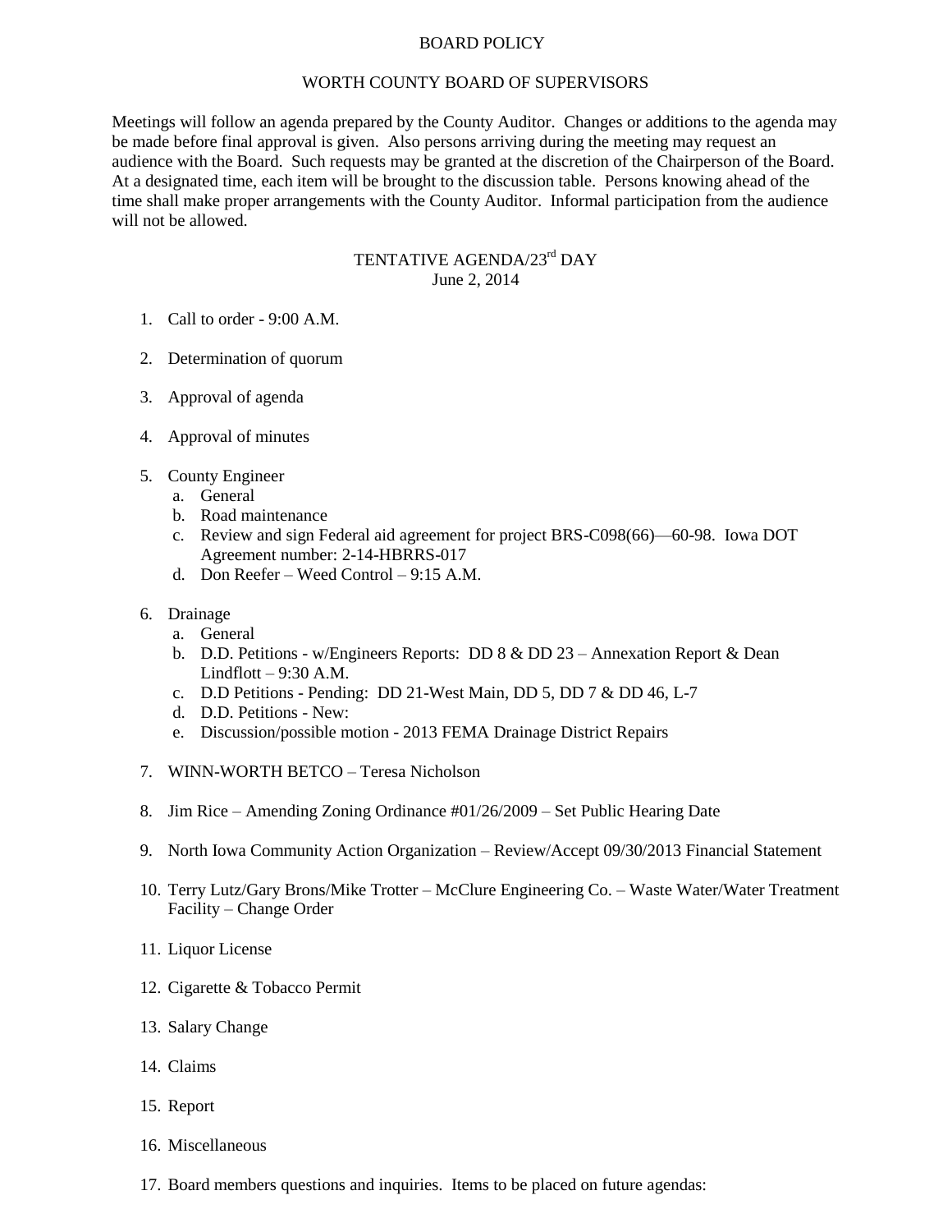# BOARD POLICY

## WORTH COUNTY BOARD OF SUPERVISORS

Meetings will follow an agenda prepared by the County Auditor. Changes or additions to the agenda may be made before final approval is given. Also persons arriving during the meeting may request an audience with the Board. Such requests may be granted at the discretion of the Chairperson of the Board. At a designated time, each item will be brought to the discussion table. Persons knowing ahead of the time shall make proper arrangements with the County Auditor. Informal participation from the audience will not be allowed.

## TENTATIVE AGENDA/23rd DAY
June 2, 2014

1. Call to order - 9:00 A.M.

2. Determination of quorum

3. Approval of agenda

4. Approval of minutes

5. County Engineer
   a. General
   b. Road maintenance
   c. Review and sign Federal aid agreement for project BRS-C098(66)—60-98. Iowa DOT Agreement number: 2-14-HBRRS-017
   d. Don Reefer – Weed Control – 9:15 A.M.

6. Drainage
   a. General
   b. D.D. Petitions - w/Engineers Reports: DD 8 & DD 23 – Annexation Report & Dean Lindflott – 9:30 A.M.
   c. D.D Petitions - Pending: DD 21-West Main, DD 5, DD 7 & DD 46, L-7
   d. D.D. Petitions - New:
   e. Discussion/possible motion - 2013 FEMA Drainage District Repairs

7. WINN-WORTH BETCO – Teresa Nicholson

8. Jim Rice – Amending Zoning Ordinance #01/26/2009 – Set Public Hearing Date

9. North Iowa Community Action Organization – Review/Accept 09/30/2013 Financial Statement

10. Terry Lutz/Gary Brons/Mike Trotter – McClure Engineering Co. – Waste Water/Water Treatment Facility – Change Order

11. Liquor License

12. Cigarette & Tobacco Permit

13. Salary Change

14. Claims

15. Report

16. Miscellaneous

17. Board members questions and inquiries. Items to be placed on future agendas: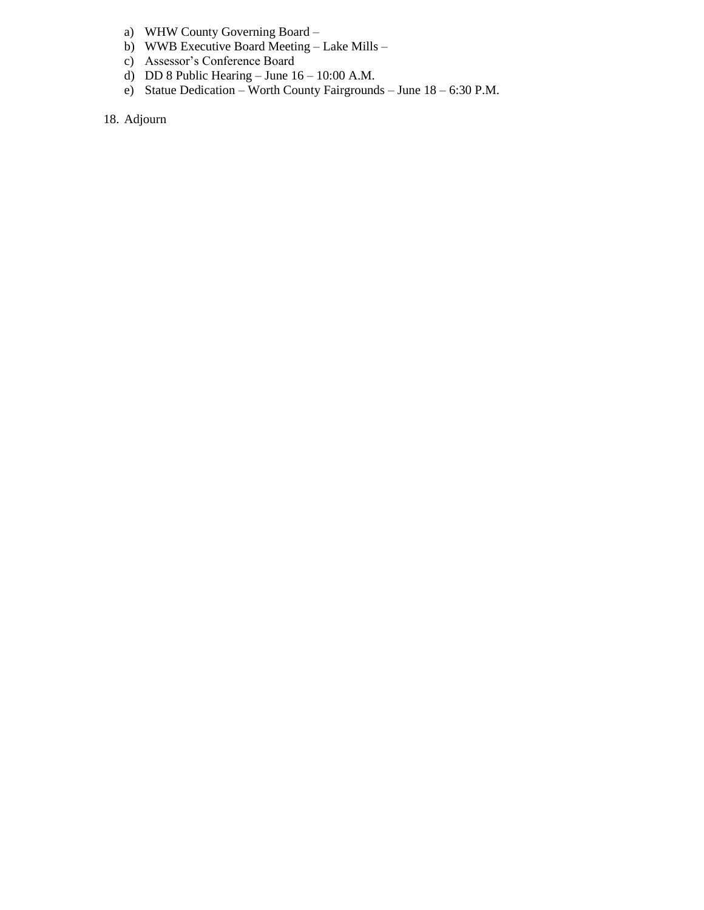a) WHW County Governing Board –
b) WWB Executive Board Meeting – Lake Mills –
c) Assessor's Conference Board
d) DD 8 Public Hearing – June 16 – 10:00 A.M.
e) Statue Dedication – Worth County Fairgrounds – June 18 – 6:30 P.M.

18. Adjourn